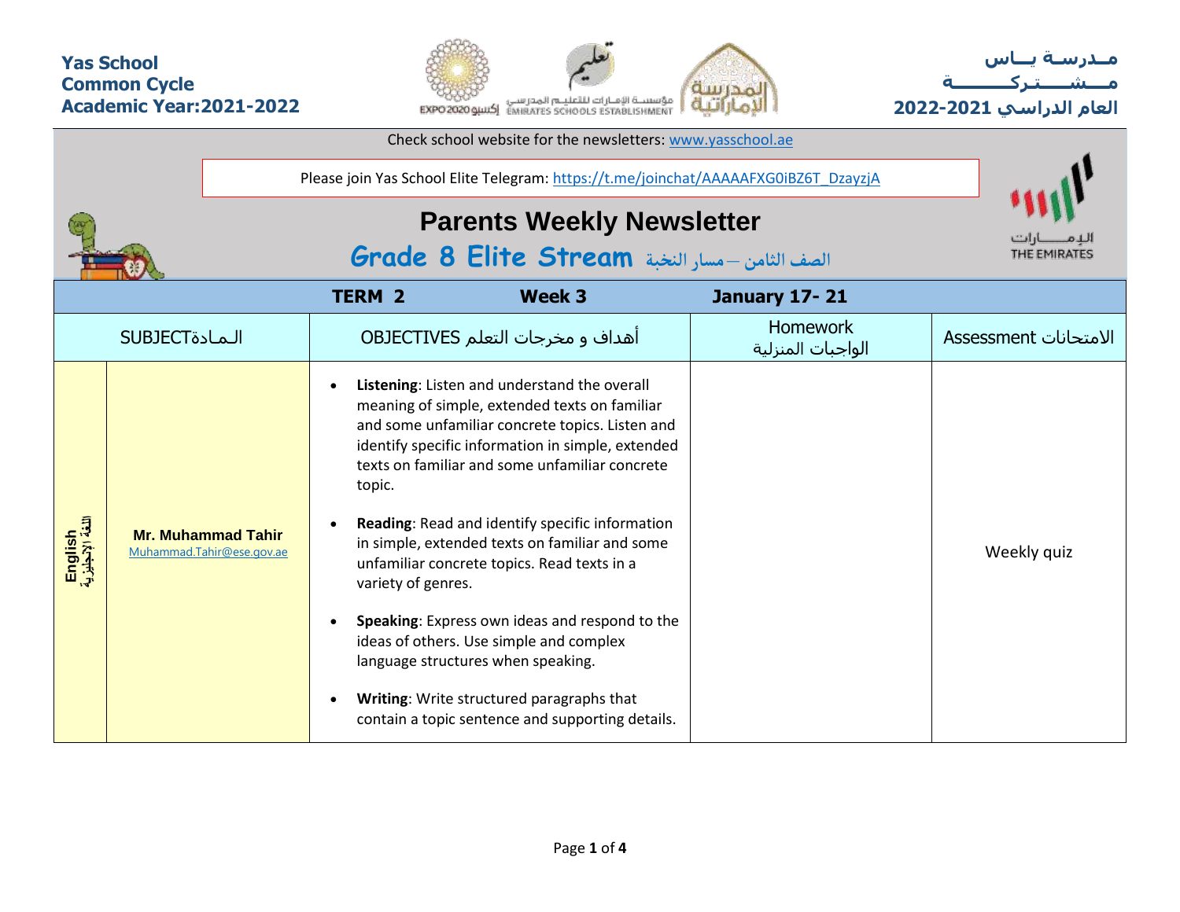**Yas School**
**Common Cycle**
**Academic Year:2021-2022**

**مـدرسـة يـــاس**
**مـــشـــتـركـــــــة**
**العام الدراسي 2021-2022**

Check school website for the newsletters: www.yasschool.ae

Please join Yas School Elite Telegram: https://t.me/joinchat/AAAAAFXG0iBZ6T_DzayzjA

# Parents Weekly Newsletter

## Grade 8 Elite Stream الصف الثامن – مسار النخبة

| TERM 2 | | Week 3 | January 17- 21 | |
|---|---|---|---|---|
| SUBJECTالـمـادة | | OBJECTIVES أهداف و مخرجات التعلم | Homework الواجبات المنزلية | Assessment الامتحانات |
| English اللغة الإنجليزية | **Mr. Muhammad Tahir** Muhammad.Tahir@ese.gov.ae | • **Listening**: Listen and understand the overall meaning of simple, extended texts on familiar and some unfamiliar concrete topics. Listen and identify specific information in simple, extended texts on familiar and some unfamiliar concrete topic.<br>• **Reading**: Read and identify specific information in simple, extended texts on familiar and some unfamiliar concrete topics. Read texts in a variety of genres.<br>• **Speaking**: Express own ideas and respond to the ideas of others. Use simple and complex language structures when speaking.<br>• **Writing**: Write structured paragraphs that contain a topic sentence and supporting details. | | Weekly quiz |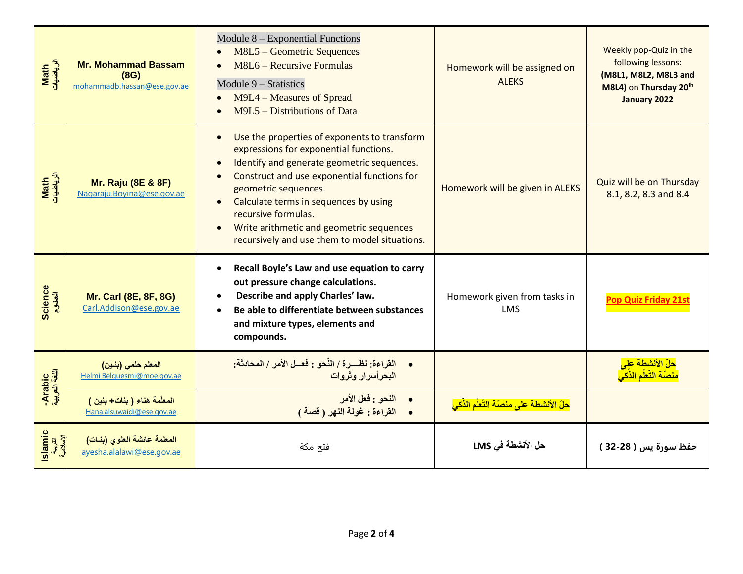| Math الرياضيات | **Mr. Mohammad Bassam (8G)** mohammadb.hassan@ese.gov.ae | Module 8 – Exponential Functions<br>• M8L5 – Geometric Sequences<br>• M8L6 – Recursive Formulas<br>Module 9 – Statistics<br>• M9L4 – Measures of Spread<br>• M9L5 – Distributions of Data | Homework will be assigned on ALEKS | Weekly pop-Quiz in the following lessons: **(M8L1, M8L2, M8L3 and M8L4)** on **Thursday 20th January 2022** |
|---|---|---|---|---|
| Math الرياضيات | **Mr. Raju (8E & 8F)** Nagaraju.Boyina@ese.gov.ae | • Use the properties of exponents to transform expressions for exponential functions.<br>• Identify and generate geometric sequences.<br>• Construct and use exponential functions for geometric sequences.<br>• Calculate terms in sequences by using recursive formulas.<br>• Write arithmetic and geometric sequences recursively and use them to model situations. | Homework will be given in ALEKS | Quiz will be on Thursday 8.1, 8.2, 8.3 and 8.4 |
| Science العلوم | **Mr. Carl (8E, 8F, 8G)** Carl.Addison@ese.gov.ae | • **Recall Boyle's Law and use equation to carry out pressure change calculations.**<br>• **Describe and apply Charles' law.**<br>• **Be able to differentiate between substances and mixture types, elements and compounds.** | Homework given from tasks in LMS | **Pop Quiz Friday 21st** |
| -Arabic اللغة العربية | **المعلم حلمي (بنـين)** Helmi.Belguesmi@moe.gov.ae | • **القراءة: نظـــرة / النّحو : فعــل الأمر / المحادثة: البحرأسرار وثروات** | | **حلّ الأنشطة على منصّة التّعلّم الذّكي** |
| | **المعلّمة هناء ( بنات+ بنين )** Hana.alsuwaidi@ese.gov.ae | • **النحو : فعل الأمر**<br>• **القراءة : غولة النهر ( قصة )** | **حلّ الأنشطة على منصّة التّعلّم الذّكي** | |
| Islamic التربية الإسلامية | **المعلمة عائشة العلوي (بنـات)** ayesha.alalawi@ese.gov.ae | فتح مكة | **حل الأنشطة في LMS** | **حفظ سورة يس ( 28-32 )** |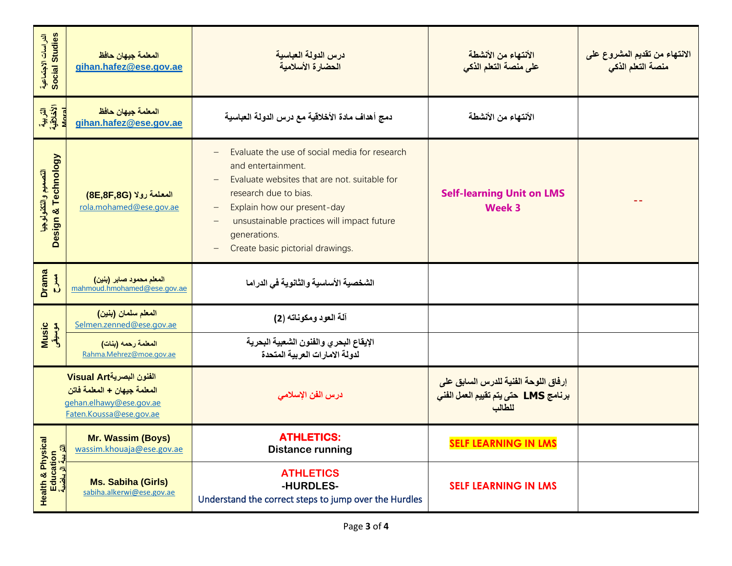| | | | | |
|---|---|---|---|---|
| الدراسات الاجتماعية Social Studies | المعلمة جيهان حافظ gihan.hafez@ese.gov.ae | درس الدولة العباسية الحضارة الأسلامية | الأنتهاء من الأنشطة على منصة التعلم الذكي | الانتهاء من تقديم المشروع على منصة التعلم الذكي |
| التربية الأخلاقية Moral | المعلمة جيهان حافظ gihan.hafez@ese.gov.ae | دمج أهداف مادة الأخلاقية مع درس الدولة العباسية | الأنتهاء من الأنشطة | |
| التصميم و التكنولوجيا Design & Technology | المعلمة رولا (8E,8F,8G) rola.mohamed@ese.gov.ae | – Evaluate the use of social media for research and entertainment.<br>– Evaluate websites that are not. suitable for research due to bias.<br>– Explain how our present-day<br>– unsustainable practices will impact future generations.<br>– Create basic pictorial drawings. | **Self-learning Unit on LMS Week 3** | -- |
| Drama مسرح | المعلم محمود صابر (بنين) mahmoud.hmohamed@ese.gov.ae | الشخصية الأساسية والثانوية في الدراما | | |
| Music موسيقى | المعلم سلمان (بنين) Selmen.zenned@ese.gov.ae | آلة العود ومكوناته (2) | | |
| | المعلمة رحمه (بنات) Rahma.Mehrez@moe.gov.ae | الإيقاع البحري والفنون الشعبية البحرية لدولة الامارات العربية المتحدة | | |
| الفنون البصرية Visual Art | المعلمة جيهان + المعلمة فاتن gehan.elhawy@ese.gov.ae Faten.Koussa@ese.gov.ae | درس الفن الإسلامي | إرفاق اللوحة الفنية للدرس السابق على برنامج LMS حتى يتم تقييم العمل الفني للطالب | |
| Health & Physical Education التربية الرياضية | Mr. Wassim (Boys) wassim.khouaja@ese.gov.ae | **ATHLETICS:** Distance running | **SELF LEARNING IN LMS** | |
| | Ms. Sabiha (Girls) sabiha.alkerwi@ese.gov.ae | **ATHLETICS -HURDLES-** Understand the correct steps to jump over the Hurdles | **SELF LEARNING IN LMS** | |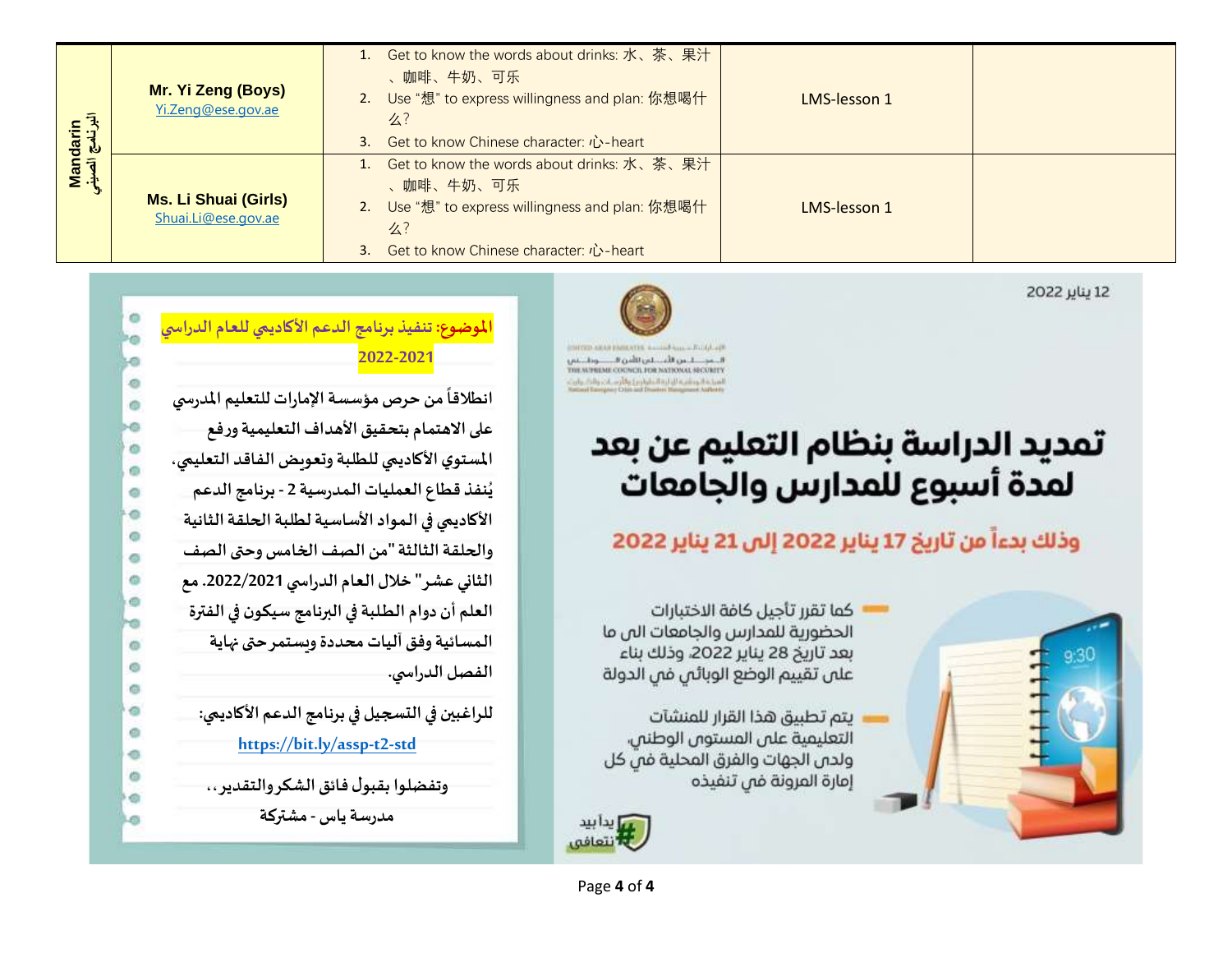| | | | | |
|---|---|---|---|---|
| Mandarin البرنامج الصيني | **Mr. Yi Zeng (Boys)** Yi.Zeng@ese.gov.ae | 1. Get to know the words about drinks: 水、茶、果汁、咖啡、牛奶、可乐<br>2. Use "想" to express willingness and plan: 你想喝什么?<br>3. Get to know Chinese character: 心-heart | LMS-lesson 1 | |
| | **Ms. Li Shuai (Girls)** Shuai.Li@ese.gov.ae | 1. Get to know the words about drinks: 水、茶、果汁、咖啡、牛奶、可乐<br>2. Use "想" to express willingness and plan: 你想喝什么?<br>3. Get to know Chinese character: 心-heart | LMS-lesson 1 | |

**الموضوع: تنفيذ برنامج الدعم الأكاديمي للعام الدراسي 2022-2021**

انطلاقاً من حرص مؤسسة الإمارات للتعليم المدرسي على الاهتمام بتحقيق الأهداف التعليمية ورفع المستوى الأكاديمي للطلبة وتعويض الفاقد التعليمي، يُنفذ قطاع العمليات المدرسية 2 - برنامج الدعم الأكاديمي في المواد الأساسية لطلبة الحلقة الثانية والحلقة الثالثة "من الصف الخامس وحتى الصف الثاني عشر" خلال العام الدراسي 2022/2021. مع العلم أن دوام الطلبة في البرنامج سيكون في الفترة المسائية وفق آليات محددة ويستمر حتى نهاية الفصل الدراسي.

للراغبين في التسجيل في برنامج الدعم الأكاديمي:

https://bit.ly/assp-t2-std

وتفضلوا بقبول فائق الشكروالتقدير،،

مدرسة ياس - مشتركة

12 يناير 2022

الإمارات العربية المتحدة - المجلس الأعلى للأمن الوطني - الهيئة الوطنية لإدارة الطوارئ والأزمات والكوارث

UNITED ARAB EMIRATES - THE SUPREME COUNCIL FOR NATIONAL SECURITY - National Emergency Crisis and Disasters Management Authority

# تمديد الدراسة بنظام التعليم عن بعد لمدة أسبوع للمدارس والجامعات

## وذلك بدءاً من تاريخ 17 يناير 2022 إلى 21 يناير 2022

- كما تقرر تأجيل كافة الاختبارات الحضورية للمدارس والجامعات الى ما بعد تاريخ 28 يناير 2022، وذلك بناء على تقييم الوضع الوبائي في الدولة
- يتم تطبيق هذا القرار للمنشآت التعليمية على المستوى الوطني ولدى الجهات والفرق المحلية في كل إمارة المرونة في تنفيذه

#يداً بيد نتعافى